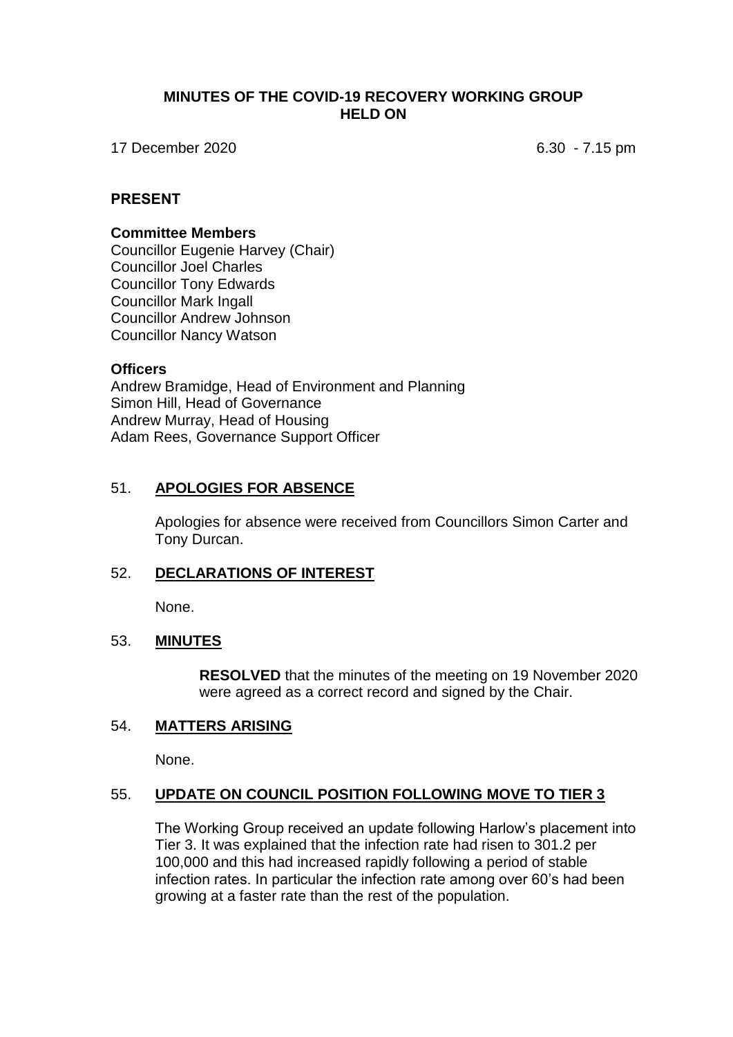# MINUTES OF THE COVID-19 RECOVERY WORKING GROUP HELD ON

17 December 2020 6.30 - 7.15 pm

## PRESENT

### Committee Members

Councillor Eugenie Harvey (Chair)
Councillor Joel Charles
Councillor Tony Edwards
Councillor Mark Ingall
Councillor Andrew Johnson
Councillor Nancy Watson

### Officers

Andrew Bramidge, Head of Environment and Planning
Simon Hill, Head of Governance
Andrew Murray, Head of Housing
Adam Rees, Governance Support Officer

## 51. APOLOGIES FOR ABSENCE

Apologies for absence were received from Councillors Simon Carter and Tony Durcan.

## 52. DECLARATIONS OF INTEREST

None.

## 53. MINUTES

**RESOLVED** that the minutes of the meeting on 19 November 2020 were agreed as a correct record and signed by the Chair.

## 54. MATTERS ARISING

None.

## 55. UPDATE ON COUNCIL POSITION FOLLOWING MOVE TO TIER 3

The Working Group received an update following Harlow's placement into Tier 3. It was explained that the infection rate had risen to 301.2 per 100,000 and this had increased rapidly following a period of stable infection rates. In particular the infection rate among over 60's had been growing at a faster rate than the rest of the population.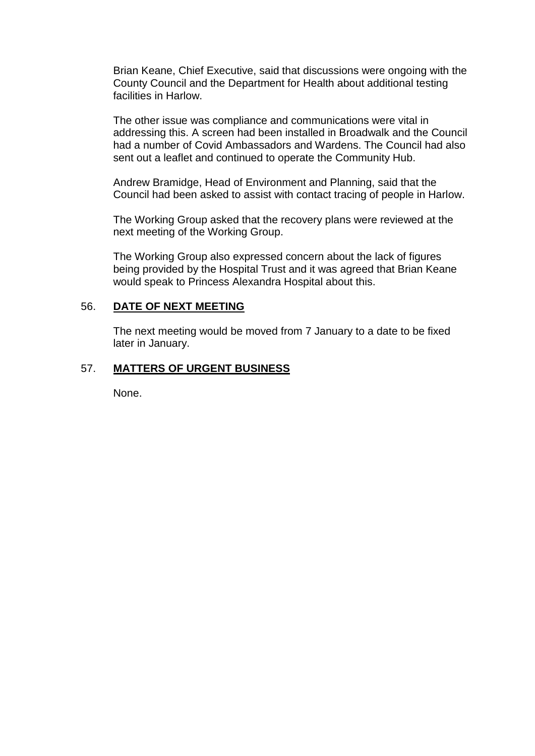Brian Keane, Chief Executive, said that discussions were ongoing with the County Council and the Department for Health about additional testing facilities in Harlow.

The other issue was compliance and communications were vital in addressing this. A screen had been installed in Broadwalk and the Council had a number of Covid Ambassadors and Wardens. The Council had also sent out a leaflet and continued to operate the Community Hub.

Andrew Bramidge, Head of Environment and Planning, said that the Council had been asked to assist with contact tracing of people in Harlow.

The Working Group asked that the recovery plans were reviewed at the next meeting of the Working Group.

The Working Group also expressed concern about the lack of figures being provided by the Hospital Trust and it was agreed that Brian Keane would speak to Princess Alexandra Hospital about this.

## 56. **DATE OF NEXT MEETING**

The next meeting would be moved from 7 January to a date to be fixed later in January.

## 57. **MATTERS OF URGENT BUSINESS**

None.